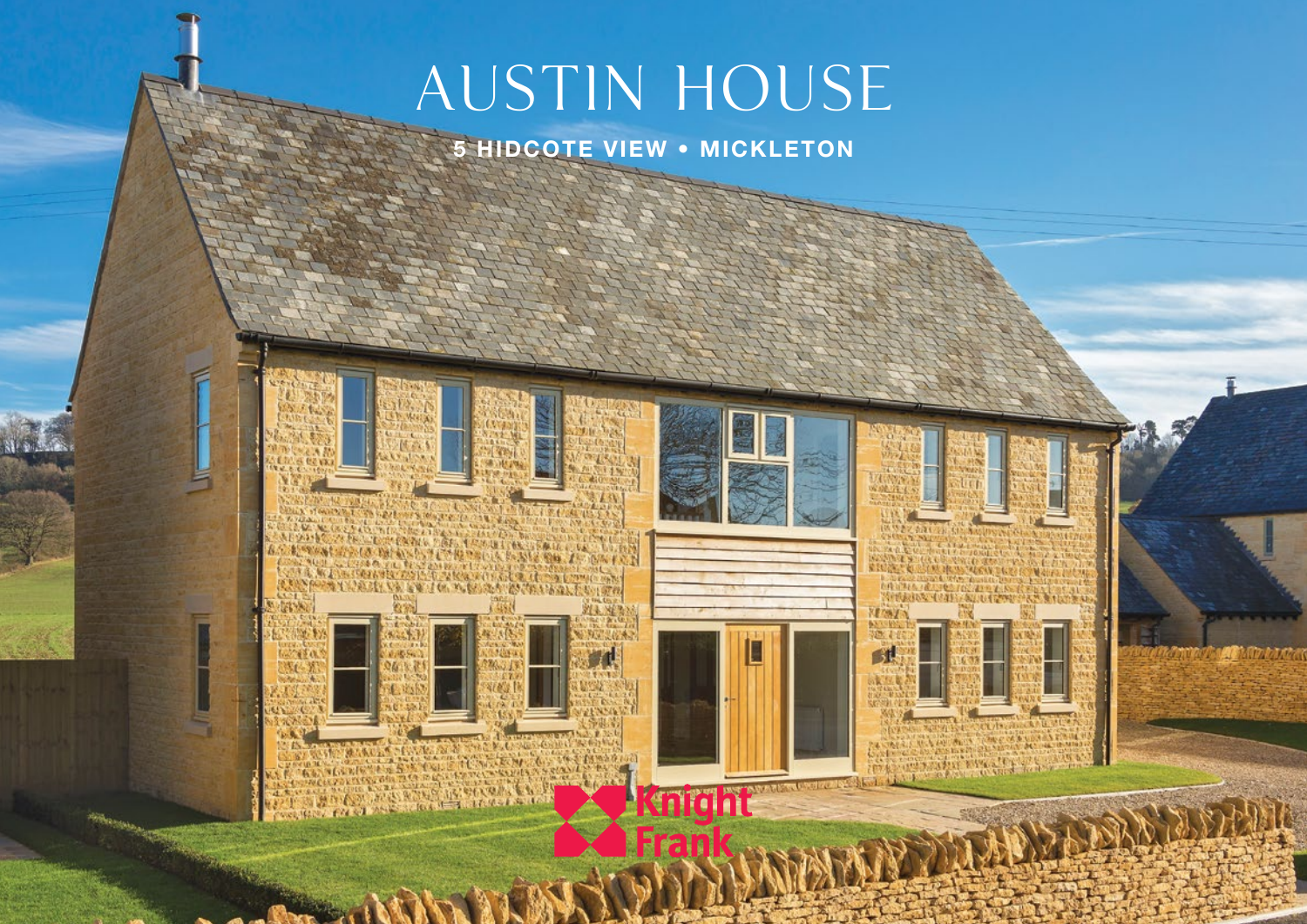# AUSTIN HOUSE

**5 HIDCOTE VIEW • MICKLETON**

Knight Frank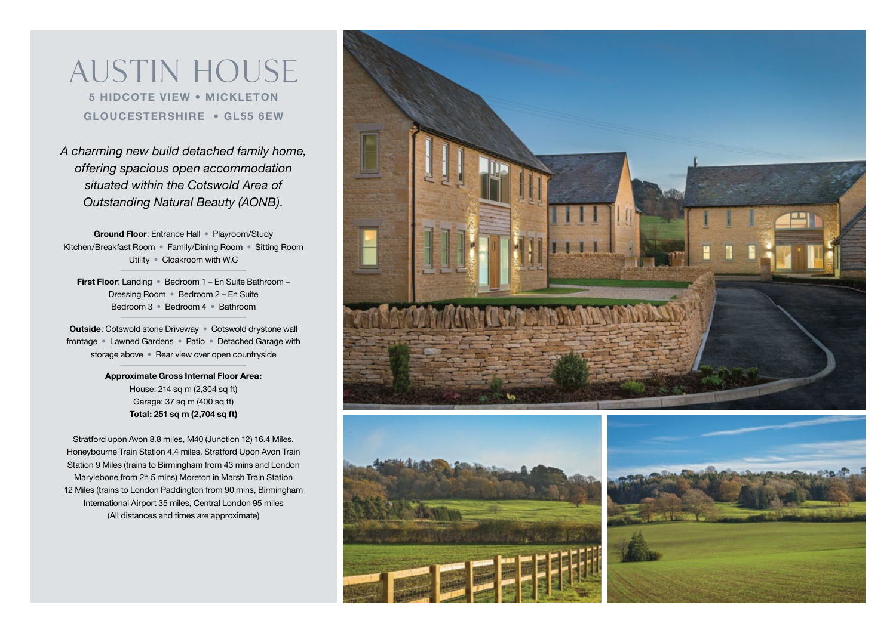# AUSTIN HOUSE

**5 HIDCOTE VIEW • MICKLETON**

**GLOUCESTERSHIRE • GL55 6EW**

*A charming new build detached family home, offering spacious open accommodation situated within the Cotswold Area of Outstanding Natural Beauty (AONB).*

**Ground Floor**: Entrance Hall • Playroom/Study Kitchen/Breakfast Room • Family/Dining Room • Sitting Room Utility • Cloakroom with W.C

**First Floor**: Landing • Bedroom 1 – En Suite Bathroom – Dressing Room • Bedroom 2 – En Suite Bedroom 3 • Bedroom 4 • Bathroom

**Outside**: Cotswold stone Driveway • Cotswold drystone wall frontage • Lawned Gardens • Patio • Detached Garage with storage above • Rear view over open countryside

**Approximate Gross Internal Floor Area:**
House: 214 sq m (2,304 sq ft)
Garage: 37 sq m (400 sq ft)
**Total: 251 sq m (2,704 sq ft)**

Stratford upon Avon 8.8 miles, M40 (Junction 12) 16.4 Miles, Honeybourne Train Station 4.4 miles, Stratford Upon Avon Train Station 9 Miles (trains to Birmingham from 43 mins and London Marylebone from 2h 5 mins) Moreton in Marsh Train Station 12 Miles (trains to London Paddington from 90 mins, Birmingham International Airport 35 miles, Central London 95 miles (All distances and times are approximate)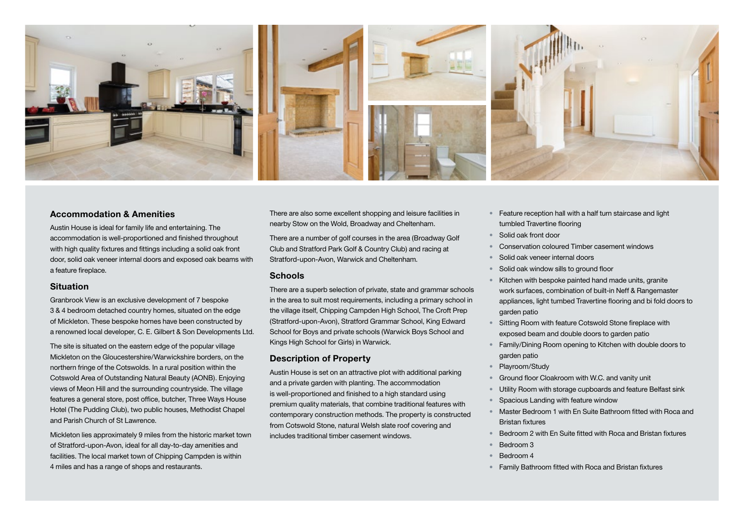## Accommodation & Amenities

Austin House is ideal for family life and entertaining. The accommodation is well-proportioned and finished throughout with high quality fixtures and fittings including a solid oak front door, solid oak veneer internal doors and exposed oak beams with a feature fireplace.

## Situation

Granbrook View is an exclusive development of 7 bespoke 3 & 4 bedroom detached country homes, situated on the edge of Mickleton. These bespoke homes have been constructed by a renowned local developer, C. E. Gilbert & Son Developments Ltd.

The site is situated on the eastern edge of the popular village Mickleton on the Gloucestershire/Warwickshire borders, on the northern fringe of the Cotswolds. In a rural position within the Cotswold Area of Outstanding Natural Beauty (AONB). Enjoying views of Meon Hill and the surrounding countryside. The village features a general store, post office, butcher, Three Ways House Hotel (The Pudding Club), two public houses, Methodist Chapel and Parish Church of St Lawrence.

Mickleton lies approximately 9 miles from the historic market town of Stratford-upon-Avon, ideal for all day-to-day amenities and facilities. The local market town of Chipping Campden is within 4 miles and has a range of shops and restaurants.

There are also some excellent shopping and leisure facilities in nearby Stow on the Wold, Broadway and Cheltenham.

There are a number of golf courses in the area (Broadway Golf Club and Stratford Park Golf & Country Club) and racing at Stratford-upon-Avon, Warwick and Cheltenham.

## Schools

There are a superb selection of private, state and grammar schools in the area to suit most requirements, including a primary school in the village itself, Chipping Campden High School, The Croft Prep (Stratford-upon-Avon), Stratford Grammar School, King Edward School for Boys and private schools (Warwick Boys School and Kings High School for Girls) in Warwick.

## Description of Property

Austin House is set on an attractive plot with additional parking and a private garden with planting. The accommodation is well-proportioned and finished to a high standard using premium quality materials, that combine traditional features with contemporary construction methods. The property is constructed from Cotswold Stone, natural Welsh slate roof covering and includes traditional timber casement windows.

- Feature reception hall with a half turn staircase and light tumbled Travertine flooring
- Solid oak front door
- Conservation coloured Timber casement windows
- Solid oak veneer internal doors
- Solid oak window sills to ground floor
- Kitchen with bespoke painted hand made units, granite work surfaces, combination of built-in Neff & Rangemaster appliances, light tumbed Travertine flooring and bi fold doors to garden patio
- Sitting Room with feature Cotswold Stone fireplace with exposed beam and double doors to garden patio
- Family/Dining Room opening to Kitchen with double doors to garden patio
- Playroom/Study
- Ground floor Cloakroom with W.C. and vanity unit
- Utility Room with storage cupboards and feature Belfast sink
- Spacious Landing with feature window
- Master Bedroom 1 with En Suite Bathroom fitted with Roca and Bristan fixtures
- Bedroom 2 with En Suite fitted with Roca and Bristan fixtures
- Bedroom 3
- Bedroom 4
- Family Bathroom fitted with Roca and Bristan fixtures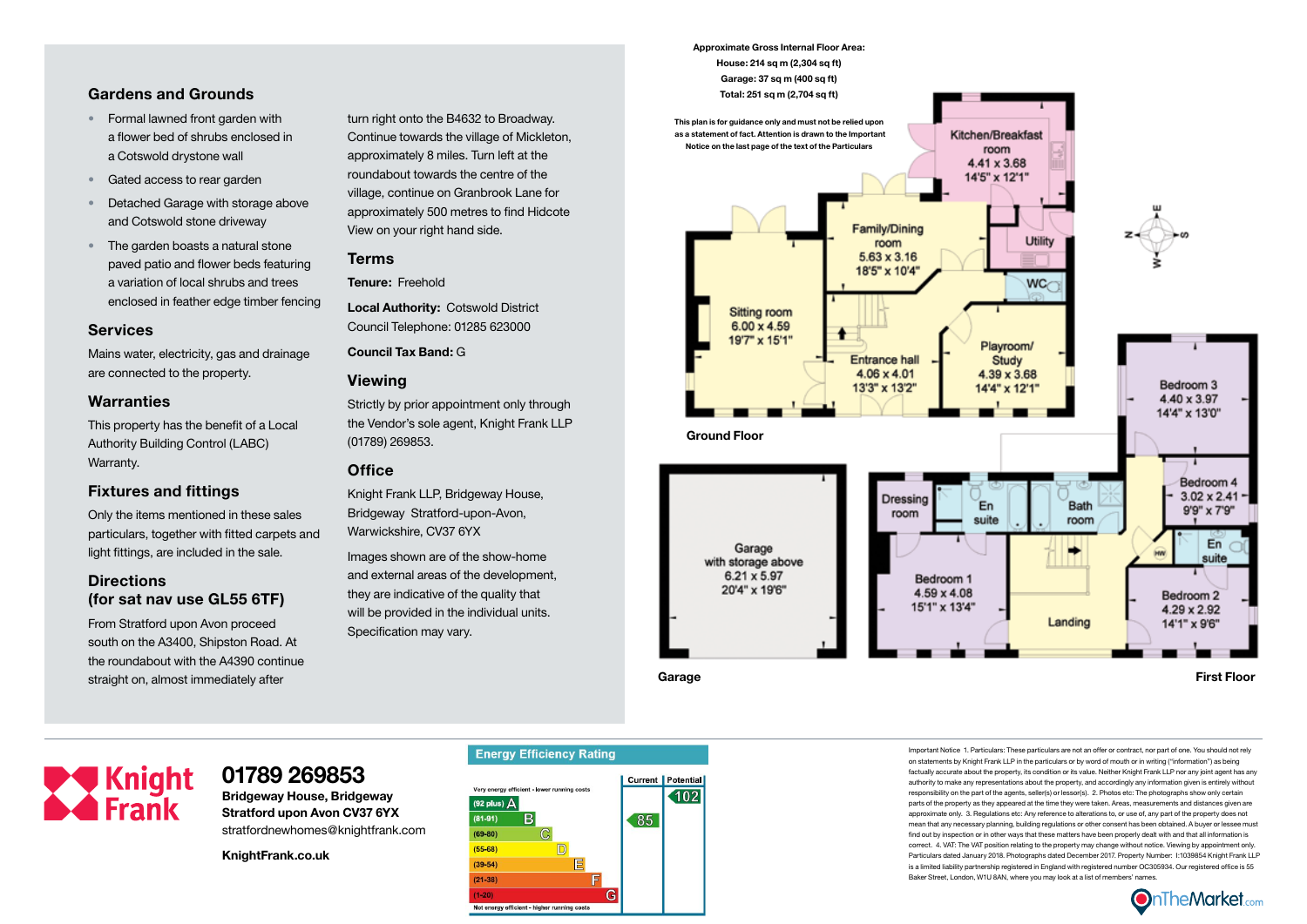## Gardens and Grounds

- Formal lawned front garden with a flower bed of shrubs enclosed in a Cotswold drystone wall
- Gated access to rear garden
- Detached Garage with storage above and Cotswold stone driveway
- The garden boasts a natural stone paved patio and flower beds featuring a variation of local shrubs and trees enclosed in feather edge timber fencing

## Services

Mains water, electricity, gas and drainage are connected to the property.

## Warranties

This property has the benefit of a Local Authority Building Control (LABC) Warranty.

## Fixtures and fittings

Only the items mentioned in these sales particulars, together with fitted carpets and light fittings, are included in the sale.

## Directions (for sat nav use GL55 6TF)

From Stratford upon Avon proceed south on the A3400, Shipston Road. At the roundabout with the A4390 continue straight on, almost immediately after turn right onto the B4632 to Broadway. Continue towards the village of Mickleton, approximately 8 miles. Turn left at the roundabout towards the centre of the village, continue on Granbrook Lane for approximately 500 metres to find Hidcote View on your right hand side.

## Terms

**Tenure:** Freehold

**Local Authority:** Cotswold District Council Telephone: 01285 623000

**Council Tax Band:** G

## Viewing

Strictly by prior appointment only through the Vendor's sole agent, Knight Frank LLP (01789) 269853.

## Office

Knight Frank LLP, Bridgeway House, Bridgeway Stratford-upon-Avon, Warwickshire, CV37 6YX

Images shown are of the show-home and external areas of the development, they are indicative of the quality that will be provided in the individual units. Specification may vary.

Approximate Gross Internal Floor Area:
House: 214 sq m (2,304 sq ft)
Garage: 37 sq m (400 sq ft)
Total: 251 sq m (2,704 sq ft)

This plan is for guidance only and must not be relied upon as a statement of fact. Attention is drawn to the Important Notice on the last page of the text of the Particulars

**Ground Floor**

Kitchen/Breakfast room 4.41 x 3.68 14'5" x 12'1"
Family/Dining room 5.63 x 3.16 18'5" x 10'4"
Utility
WC
Sitting room 6.00 x 4.59 19'7" x 15'1"
Entrance hall 4.06 x 4.01 13'3" x 13'2"
Playroom/Study 4.39 x 3.68 14'4" x 12'1"

**Garage**

Garage with storage above 6.21 x 5.97 20'4" x 19'6"

**First Floor**

Bedroom 3 4.40 x 3.97 14'4" x 13'0"
Dressing room
En suite
Bath room
Bedroom 4 3.02 x 2.41 9'9" x 7'9"
En suite
Bedroom 1 4.59 x 4.08 15'1" x 13'4"
Landing
Bedroom 2 4.29 x 2.92 14'1" x 9'6"

**Knight Frank**

# 01789 269853

**Bridgeway House, Bridgeway**
**Stratford upon Avon CV37 6YX**
stratfordnewhomes@knightfrank.com

**KnightFrank.co.uk**

**Energy Efficiency Rating**

Very energy efficient - lower running costs
(92 plus) A
(81-91) B
(69-80) C
(55-68) D
(39-54) E
(21-38) F
(1-20) G
Not energy efficient - higher running costs

Current: 85
Potential: 102

Important Notice 1. Particulars: These particulars are not an offer or contract, nor part of one. You should not rely on statements by Knight Frank LLP in the particulars or by word of mouth or in writing ("information") as being factually accurate about the property, its condition or its value. Neither Knight Frank LLP nor any joint agent has any authority to make any representations about the property, and accordingly any information given is entirely without responsibility on the part of the agents, seller(s) or lessor(s). 2. Photos etc: The photographs show only certain parts of the property as they appeared at the time they were taken. Areas, measurements and distances given are approximate only. 3. Regulations etc: Any reference to alterations to, or use of, any part of the property does not mean that any necessary planning, building regulations or other consent has been obtained. A buyer or lessee must find out by inspection or in other ways that these matters have been properly dealt with and that all information is correct. 4. VAT: The VAT position relating to the property may change without notice. Viewing by appointment only. Particulars dated January 2018. Photographs dated December 2017. Property Number: I:1039854 Knight Frank LLP is a limited liability partnership registered in England with registered number OC305934. Our registered office is 55 Baker Street, London, W1U 8AN, where you may look at a list of members' names.

OnTheMarket.com